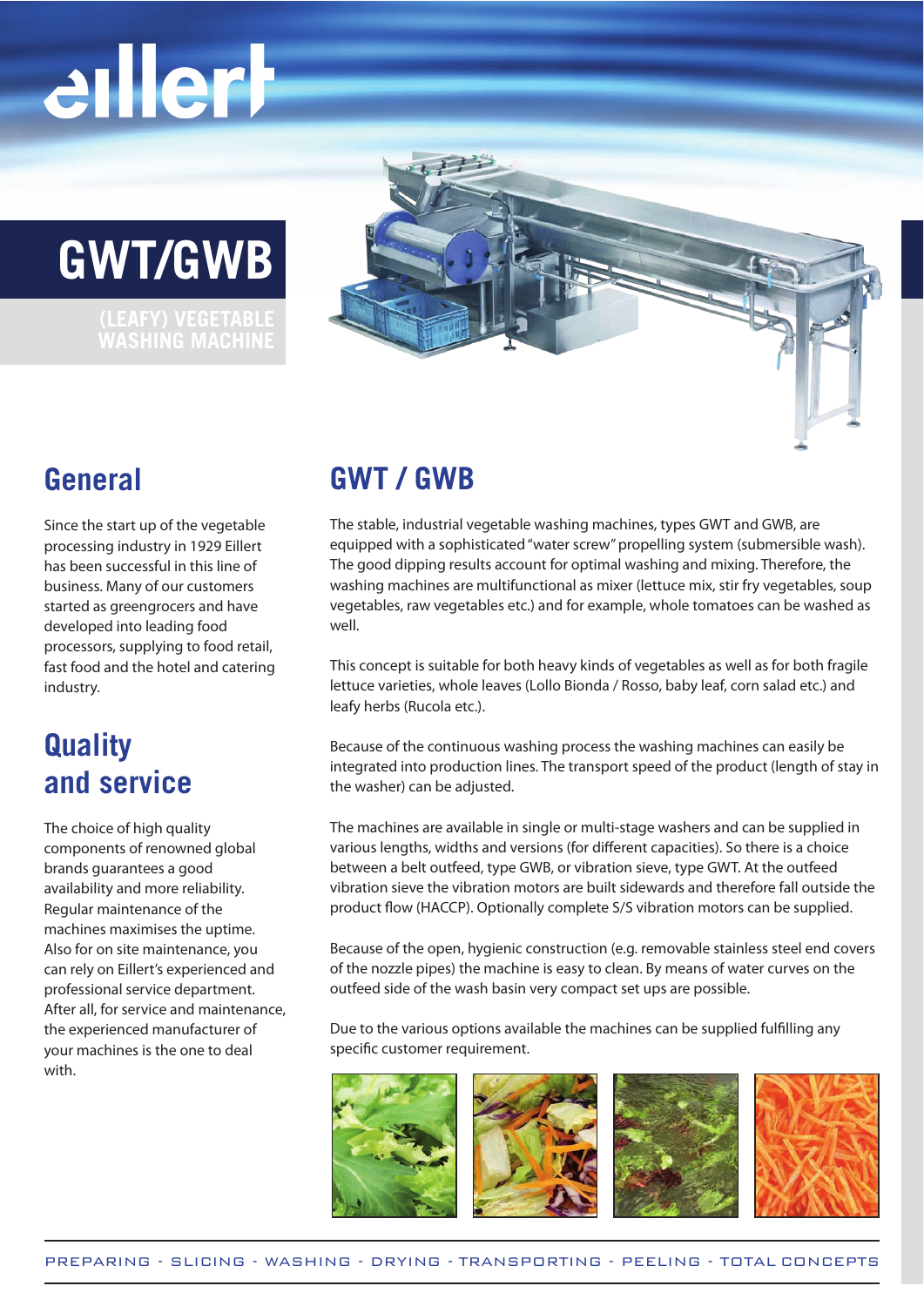# GWT/GWB

(LEAFY) VEGETABLE WASHING MACHINE

## General

Since the start up of the vegetable processing industry in 1929 Eillert has been successful in this line of business. Many of our customers started as greengrocers and have developed into leading food processors, supplying to food retail, fast food and the hotel and catering industry.

## Quality and service

The choice of high quality components of renowned global brands guarantees a good availability and more reliability. Regular maintenance of the machines maximises the uptime. Also for on site maintenance, you can rely on Eillert's experienced and professional service department. After all, for service and maintenance, the experienced manufacturer of your machines is the one to deal with.

## GWT / GWB

The stable, industrial vegetable washing machines, types GWT and GWB, are equipped with a sophisticated "water screw" propelling system (submersible wash). The good dipping results account for optimal washing and mixing. Therefore, the washing machines are multifunctional as mixer (lettuce mix, stir fry vegetables, soup vegetables, raw vegetables etc.) and for example, whole tomatoes can be washed as well.

This concept is suitable for both heavy kinds of vegetables as well as for both fragile lettuce varieties, whole leaves (Lollo Bionda / Rosso, baby leaf, corn salad etc.) and leafy herbs (Rucola etc.).

Because of the continuous washing process the washing machines can easily be integrated into production lines. The transport speed of the product (length of stay in the washer) can be adjusted.

The machines are available in single or multi-stage washers and can be supplied in various lengths, widths and versions (for different capacities). So there is a choice between a belt outfeed, type GWB, or vibration sieve, type GWT. At the outfeed vibration sieve the vibration motors are built sidewards and therefore fall outside the product flow (HACCP). Optionally complete S/S vibration motors can be supplied.

Because of the open, hygienic construction (e.g. removable stainless steel end covers of the nozzle pipes) the machine is easy to clean. By means of water curves on the outfeed side of the wash basin very compact set ups are possible.

Due to the various options available the machines can be supplied fulfilling any specific customer requirement.

PREPARING - SLICING - WASHING - DRYING - TRANSPORTING - PEELING - TOTAL CONCEPTS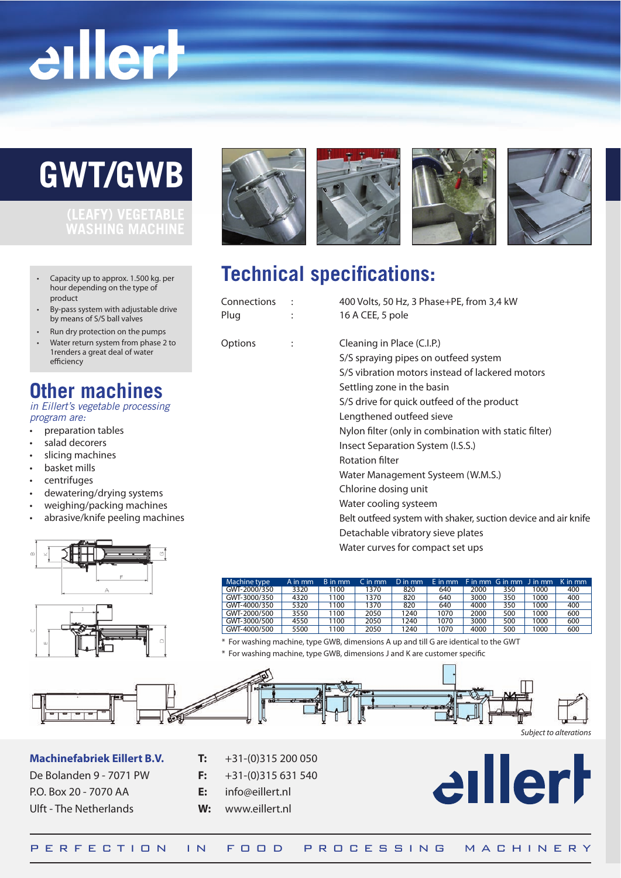# GWT/GWB

## (LEAFY) VEGETABLE WASHING MACHINE

- Capacity up to approx. 1.500 kg. per hour depending on the type of product
- By-pass system with adjustable drive by means of S/S ball valves
- Run dry protection on the pumps
- Water return system from phase 2 to 1renders a great deal of water efficiency

## Other machines

*in Eillert's vegetable processing program are:*

- preparation tables
- salad decorers
- slicing machines
- basket mills
- centrifuges
- dewatering/drying systems
- weighing/packing machines
- abrasive/knife peeling machines

## Technical specifications:

| | | |
|---|---|---|
| Connections | : | 400 Volts, 50 Hz, 3 Phase+PE, from 3,4 kW |
| Plug | : | 16 A CEE, 5 pole |
| Options | : | Cleaning in Place (C.I.P.) |
| | | S/S spraying pipes on outfeed system |
| | | S/S vibration motors instead of lackered motors |
| | | Settling zone in the basin |
| | | S/S drive for quick outfeed of the product |
| | | Lengthened outfeed sieve |
| | | Nylon filter (only in combination with static filter) |
| | | Insect Separation System (I.S.S.) |
| | | Rotation filter |
| | | Water Management Systeem (W.M.S.) |
| | | Chlorine dosing unit |
| | | Water cooling systeem |
| | | Belt outfeed system with shaker, suction device and air knife |
| | | Detachable vibratory sieve plates |
| | | Water curves for compact set ups |

| Machine type | A in mm | B in mm | C in mm | D in mm | E in mm | F in mm | G in mm | J in mm | K in mm |
|---|---|---|---|---|---|---|---|---|---|
| GWT-2000/350 | 3320 | 1100 | 1370 | 820 | 640 | 2000 | 350 | 1000 | 400 |
| GWT-3000/350 | 4320 | 1100 | 1370 | 820 | 640 | 3000 | 350 | 1000 | 400 |
| GWT-4000/350 | 5320 | 1100 | 1370 | 820 | 640 | 4000 | 350 | 1000 | 400 |
| GWT-2000/500 | 3550 | 1100 | 2050 | 1240 | 1070 | 2000 | 500 | 1000 | 600 |
| GWT-3000/500 | 4550 | 1100 | 2050 | 1240 | 1070 | 3000 | 500 | 1000 | 600 |
| GWT-4000/500 | 5500 | 1100 | 2050 | 1240 | 1070 | 4000 | 500 | 1000 | 600 |

\* For washing machine, type GWB, dimensions A up and till G are identical to the GWT
\* For washing machine, type GWB, dimensions J and K are customer specific

A B C D E F G J K

*Subject to alterations*

**Machinefabriek Eillert B.V.**
De Bolanden 9 - 7071 PW
P.O. Box 20 - 7070 AA
Ulft - The Netherlands

**T:** +31-(0)315 200 050
**F:** +31-(0)315 631 540
**E:** info@eillert.nl
**W:** www.eillert.nl

PERFECTION IN FOOD PROCESSING MACHINERY